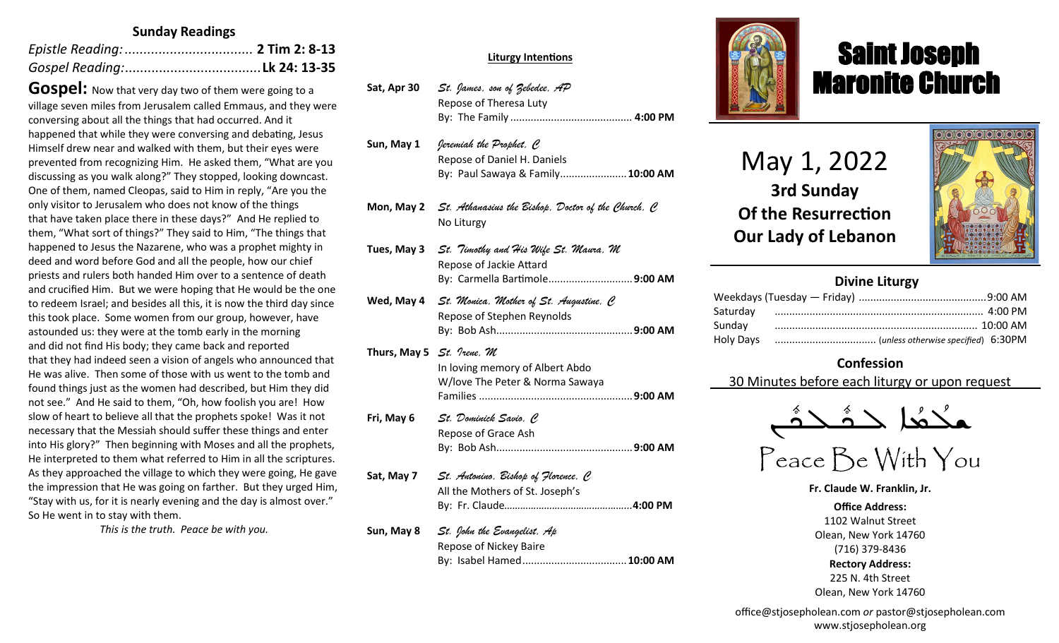## Sunday Readings

*Epistle Reading:*.................................. **2 Tim 2: 8-13**
*Gospel Reading:*.................................... **Lk 24: 13-35**

**Gospel:** Now that very day two of them were going to a village seven miles from Jerusalem called Emmaus, and they were conversing about all the things that had occurred. And it happened that while they were conversing and debating, Jesus Himself drew near and walked with them, but their eyes were prevented from recognizing Him. He asked them, "What are you discussing as you walk along?" They stopped, looking downcast. One of them, named Cleopas, said to Him in reply, "Are you the only visitor to Jerusalem who does not know of the things that have taken place there in these days?" And He replied to them, "What sort of things?" They said to Him, "The things that happened to Jesus the Nazarene, who was a prophet mighty in deed and word before God and all the people, how our chief priests and rulers both handed Him over to a sentence of death and crucified Him. But we were hoping that He would be the one to redeem Israel; and besides all this, it is now the third day since this took place. Some women from our group, however, have astounded us: they were at the tomb early in the morning and did not find His body; they came back and reported that they had indeed seen a vision of angels who announced that He was alive. Then some of those with us went to the tomb and found things just as the women had described, but Him they did not see." And He said to them, "Oh, how foolish you are! How slow of heart to believe all that the prophets spoke! Was it not necessary that the Messiah should suffer these things and enter into His glory?" Then beginning with Moses and all the prophets, He interpreted to them what referred to Him in all the scriptures. As they approached the village to which they were going, He gave the impression that He was going on farther. But they urged Him, "Stay with us, for it is nearly evening and the day is almost over." So He went in to stay with them.

*This is the truth. Peace be with you.*

## Liturgy Intentions

**Sat, Apr 30** — *St. James, son of Zebedee, AP*
Repose of Theresa Luty
By: The Family .......................................... **4:00 PM**

**Sun, May 1** — *Jeremiah the Prophet, C*
Repose of Daniel H. Daniels
By: Paul Sawaya & Family....................... **10:00 AM**

**Mon, May 2** — *St. Athanasius the Bishop, Doctor of the Church, C*
No Liturgy

**Tues, May 3** — *St. Timothy and His Wife St. Maura, M*
Repose of Jackie Attard
By: Carmella Bartimole............................. **9:00 AM**

**Wed, May 4** — *St. Monica, Mother of St. Augustine, C*
Repose of Stephen Reynolds
By: Bob Ash............................................... **9:00 AM**

**Thurs, May 5** — *St. Irene, M*
In loving memory of Albert Abdo
W/love The Peter & Norma Sawaya
Families ..................................................... **9:00 AM**

**Fri, May 6** — *St. Dominick Savio, C*
Repose of Grace Ash
By: Bob Ash............................................... **9:00 AM**

**Sat, May 7** — *St. Antonino, Bishop of Florence, C*
All the Mothers of St. Joseph's
By: Fr. Claude............................................... **4:00 PM**

**Sun, May 8** — *St. John the Evangelist, Ap*
Repose of Nickey Baire
By: Isabel Hamed.................................... **10:00 AM**

# Saint Joseph Maronite Church

## May 1, 2022

**3rd Sunday**
**Of the Resurrection**
**Our Lady of Lebanon**

### Divine Liturgy

| | |
|---|---|
| Weekdays (Tuesday — Friday) | 9:00 AM |
| Saturday | 4:00 PM |
| Sunday | 10:00 AM |
| Holy Days | (*unless otherwise specified*) 6:30PM |

### Confession

30 Minutes before each liturgy or upon request

ܫܠܳܡܳܐ ܠܟ݂ܽܘܠܟ݂ܽܘܢ

Peace Be With You

**Fr. Claude W. Franklin, Jr.**

**Office Address:**
1102 Walnut Street
Olean, New York 14760
(716) 379-8436

**Rectory Address:**
225 N. 4th Street
Olean, New York 14760

office@stjosepholean.com *or* pastor@stjosepholean.com
www.stjosepholean.org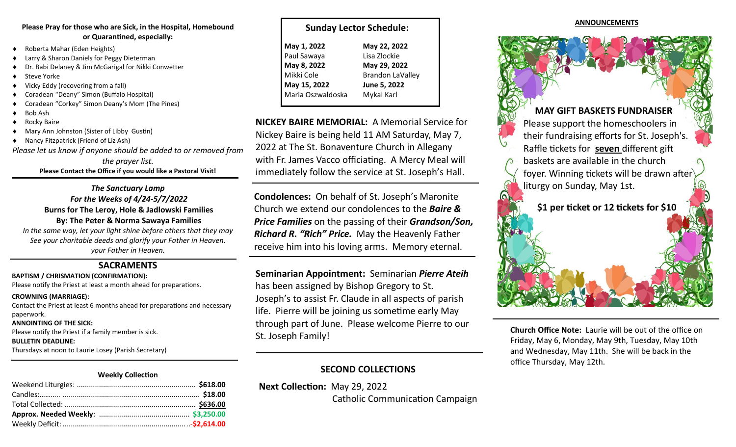**Please Pray for those who are Sick, in the Hospital, Homebound or Quarantined, especially:**

- Roberta Mahar (Eden Heights)
- Larry & Sharon Daniels for Peggy Dieterman
- Dr. Babi Delaney & Jim McGarigal for Nikki Conwetter
- Steve Yorke
- Vicky Eddy (recovering from a fall)
- Coradean "Deany" Simon (Buffalo Hospital)
- Coradean "Corkey" Simon Deany's Mom (The Pines)
- Bob Ash
- Rocky Baire
- Mary Ann Johnston (Sister of Libby Gustin)
- Nancy Fitzpatrick (Friend of Liz Ash)

*Please let us know if anyone should be added to or removed from the prayer list.*

**Please Contact the Office if you would like a Pastoral Visit!**

***The Sanctuary Lamp***
***For the Weeks of 4/24-5/7/2022***
**Burns for The Leroy, Hole & Jadlowski Families**
**By: The Peter & Norma Sawaya Families**

*In the same way, let your light shine before others that they may See your charitable deeds and glorify your Father in Heaven. your Father in Heaven.*

## SACRAMENTS

**BAPTISM / CHRISMATION (CONFIRMATION):**
Please notify the Priest at least a month ahead for preparations.

**CROWNING (MARRIAGE):**
Contact the Priest at least 6 months ahead for preparations and necessary paperwork.

**ANNOINTING OF THE SICK:**
Please notify the Priest if a family member is sick.

**BULLETIN DEADLINE:**
Thursdays at noon to Laurie Losey (Parish Secretary)

**Weekly Collection**

| | |
|---|---|
| Weekend Liturgies: | $618.00 |
| Candles: | $18.00 |
| Total Collected: | $636.00 |
| **Approx. Needed Weekly**: | **$3,250.00** |
| Weekly Deficit: | **-$2,614.00** |

## Sunday Lector Schedule:

| | |
|---|---|
| **May 1, 2022** | **May 22, 2022** |
| Paul Sawaya | Lisa Zlockie |
| **May 8, 2022** | **May 29, 2022** |
| Mikki Cole | Brandon LaValley |
| **May 15, 2022** | **June 5, 2022** |
| Maria Oszwaldoska | Mykal Karl |

**NICKEY BAIRE MEMORIAL:** A Memorial Service for Nickey Baire is being held 11 AM Saturday, May 7, 2022 at The St. Bonaventure Church in Allegany with Fr. James Vacco officiating. A Mercy Meal will immediately follow the service at St. Joseph's Hall.

**Condolences:** On behalf of St. Joseph's Maronite Church we extend our condolences to the ***Baire & Price Families*** on the passing of their ***Grandson/Son, Richard R. "Rich" Price.*** May the Heavenly Father receive him into his loving arms. Memory eternal.

**Seminarian Appointment:** Seminarian ***Pierre Ateih*** has been assigned by Bishop Gregory to St. Joseph's to assist Fr. Claude in all aspects of parish life. Pierre will be joining us sometime early May through part of June. Please welcome Pierre to our St. Joseph Family!

## SECOND COLLECTIONS

**Next Collection:** May 29, 2022
Catholic Communication Campaign

## ANNOUNCEMENTS

**MAY GIFT BASKETS FUNDRAISER**

Please support the homeschoolers in their fundraising efforts for St. Joseph's. Raffle tickets for **seven** different gift baskets are available in the church foyer. Winning tickets will be drawn after liturgy on Sunday, May 1st.

**$1 per ticket or 12 tickets for $10**

**Church Office Note:** Laurie will be out of the office on Friday, May 6, Monday, May 9th, Tuesday, May 10th and Wednesday, May 11th. She will be back in the office Thursday, May 12th.